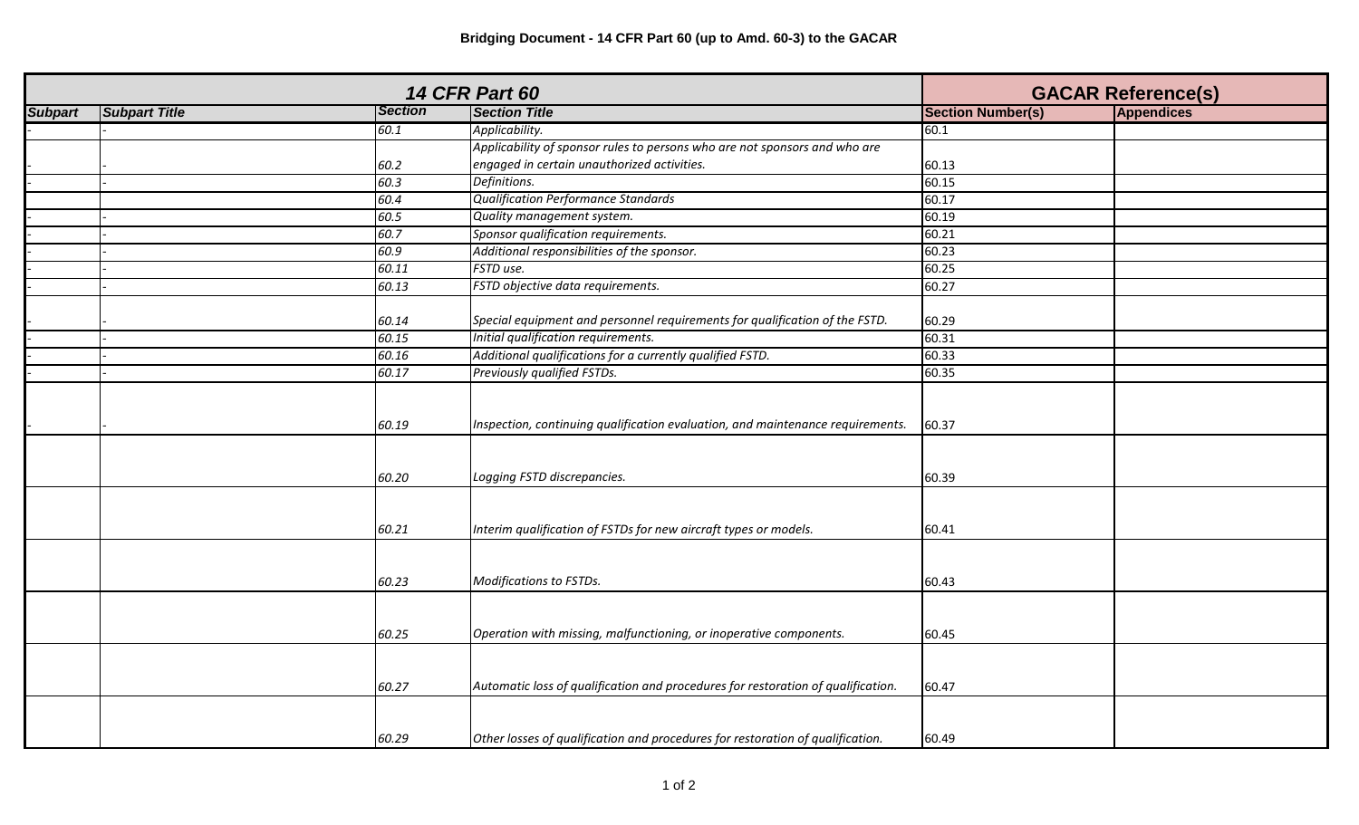**Bridging Document - 14 CFR Part 60 (up to Amd. 60-3) to the GACAR**

| 14 CFR Part 60 | | | | GACAR Reference(s) | |
|---|---|---|---|---|---|
| **Subpart** | **Subpart Title** | **Section** | **Section Title** | **Section Number(s)** | **Appendices** |
| - | - | *60.1* | *Applicability.* | 60.1 | |
| - | - | *60.2* | *Applicability of sponsor rules to persons who are not sponsors and who are engaged in certain unauthorized activities.* | 60.13 | |
| - | - | *60.3* | *Definitions.* | 60.15 | |
| | | *60.4* | *Qualification Performance Standards* | 60.17 | |
| - | - | *60.5* | *Quality management system.* | 60.19 | |
| - | - | *60.7* | *Sponsor qualification requirements.* | 60.21 | |
| - | - | *60.9* | *Additional responsibilities of the sponsor.* | 60.23 | |
| - | - | *60.11* | *FSTD use.* | 60.25 | |
| - | - | *60.13* | *FSTD objective data requirements.* | 60.27 | |
| - | - | *60.14* | *Special equipment and personnel requirements for qualification of the FSTD.* | 60.29 | |
| - | - | *60.15* | *Initial qualification requirements.* | 60.31 | |
| - | - | *60.16* | *Additional qualifications for a currently qualified FSTD.* | 60.33 | |
| - | - | *60.17* | *Previously qualified FSTDs.* | 60.35 | |
| - | - | *60.19* | *Inspection, continuing qualification evaluation, and maintenance requirements.* | 60.37 | |
| | | *60.20* | *Logging FSTD discrepancies.* | 60.39 | |
| | | *60.21* | *Interim qualification of FSTDs for new aircraft types or models.* | 60.41 | |
| | | *60.23* | *Modifications to FSTDs.* | 60.43 | |
| | | *60.25* | *Operation with missing, malfunctioning, or inoperative components.* | 60.45 | |
| | | *60.27* | *Automatic loss of qualification and procedures for restoration of qualification.* | 60.47 | |
| | | *60.29* | *Other losses of qualification and procedures for restoration of qualification.* | 60.49 | |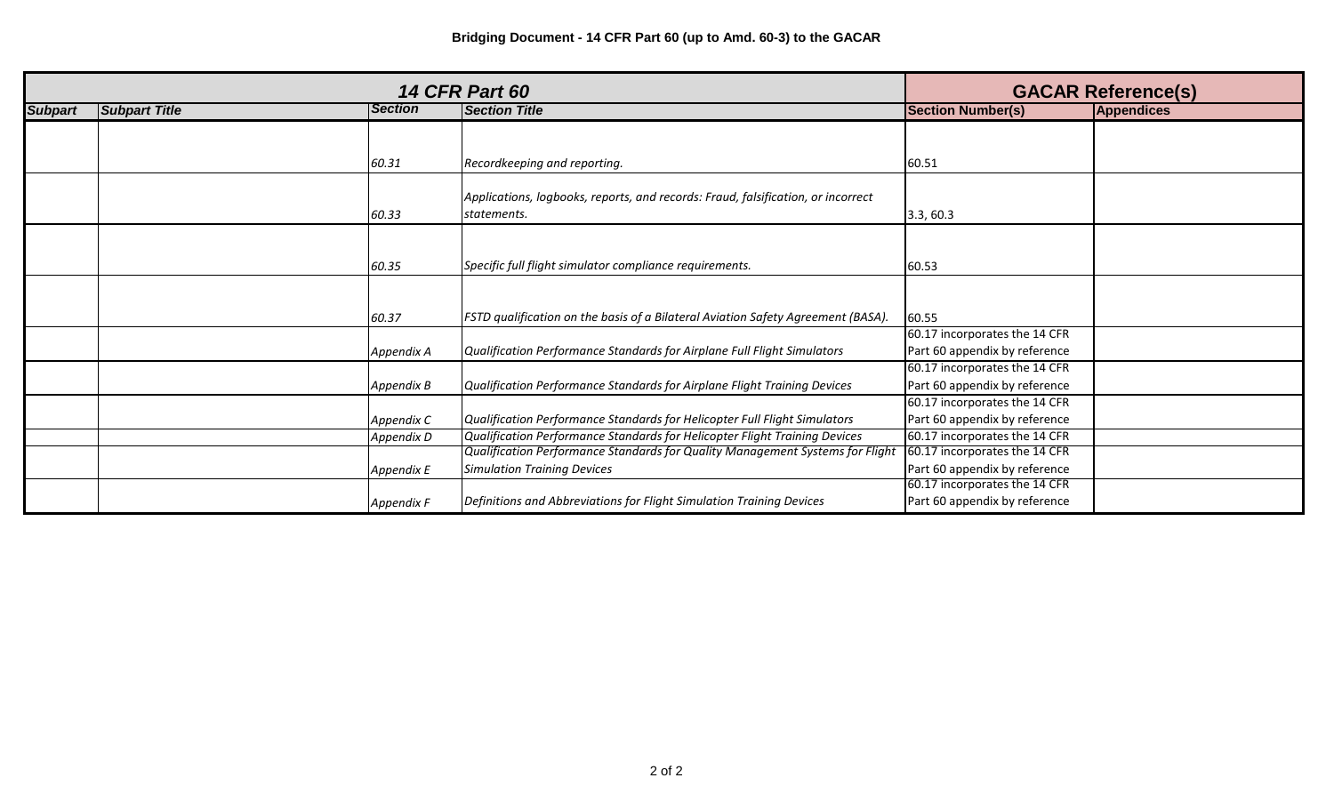# Bridging Document - 14 CFR Part 60 (up to Amd. 60-3) to the GACAR

| 14 CFR Part 60 | | | | GACAR Reference(s) | |
|---|---|---|---|---|---|
| Subpart | Subpart Title | Section | Section Title | Section Number(s) | Appendices |
| | | 60.31 | *Recordkeeping and reporting.* | 60.51 | |
| | | 60.33 | *Applications, logbooks, reports, and records: Fraud, falsification, or incorrect statements.* | 3.3, 60.3 | |
| | | 60.35 | *Specific full flight simulator compliance requirements.* | 60.53 | |
| | | 60.37 | *FSTD qualification on the basis of a Bilateral Aviation Safety Agreement (BASA).* | 60.55 | |
| | | *Appendix A* | *Qualification Performance Standards for Airplane Full Flight Simulators* | 60.17 incorporates the 14 CFR Part 60 appendix by reference | |
| | | *Appendix B* | *Qualification Performance Standards for Airplane Flight Training Devices* | 60.17 incorporates the 14 CFR Part 60 appendix by reference | |
| | | *Appendix C* | *Qualification Performance Standards for Helicopter Full Flight Simulators* | 60.17 incorporates the 14 CFR Part 60 appendix by reference | |
| | | *Appendix D* | *Qualification Performance Standards for Helicopter Flight Training Devices* | 60.17 incorporates the 14 CFR | |
| | | *Appendix E* | *Qualification Performance Standards for Quality Management Systems for Flight Simulation Training Devices* | 60.17 incorporates the 14 CFR Part 60 appendix by reference | |
| | | *Appendix F* | *Definitions and Abbreviations for Flight Simulation Training Devices* | 60.17 incorporates the 14 CFR Part 60 appendix by reference | |